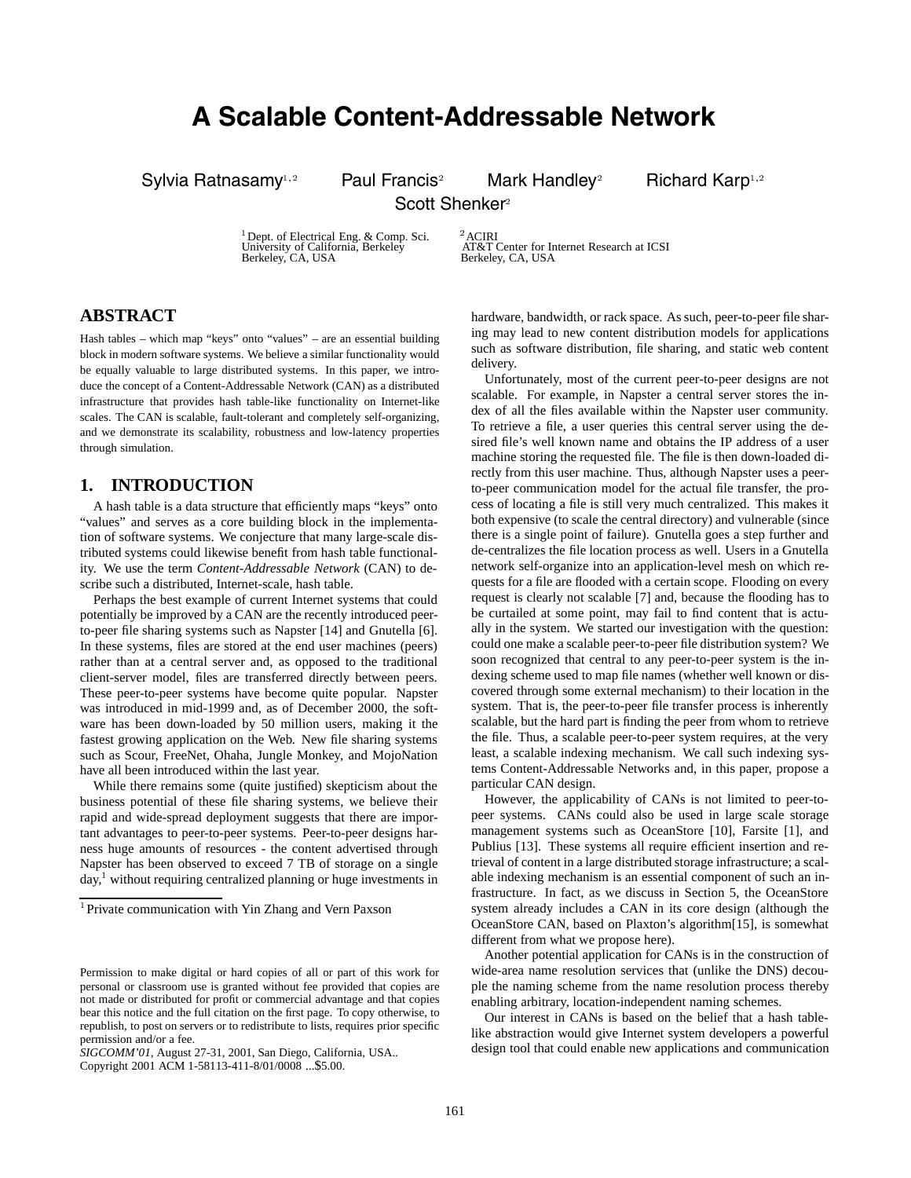# A Scalable Content-Addressable Network

Sylvia Ratnasamy[1,2] Paul Francis[2] Mark Handley[2] Richard Karp[1,2]
Scott Shenker[2]

[1] Dept. of Electrical Eng. & Comp. Sci.
University of California, Berkeley
Berkeley, CA, USA

[2] ACIRI
AT&T Center for Internet Research at ICSI
Berkeley, CA, USA

## ABSTRACT

Hash tables – which map "keys" onto "values" – are an essential building block in modern software systems. We believe a similar functionality would be equally valuable to large distributed systems. In this paper, we introduce the concept of a Content-Addressable Network (CAN) as a distributed infrastructure that provides hash table-like functionality on Internet-like scales. The CAN is scalable, fault-tolerant and completely self-organizing, and we demonstrate its scalability, robustness and low-latency properties through simulation.

## 1. INTRODUCTION

A hash table is a data structure that efficiently maps "keys" onto "values" and serves as a core building block in the implementation of software systems. We conjecture that many large-scale distributed systems could likewise benefit from hash table functionality. We use the term *Content-Addressable Network* (CAN) to describe such a distributed, Internet-scale, hash table.

Perhaps the best example of current Internet systems that could potentially be improved by a CAN are the recently introduced peer-to-peer file sharing systems such as Napster [14] and Gnutella [6]. In these systems, files are stored at the end user machines (peers) rather than at a central server and, as opposed to the traditional client-server model, files are transferred directly between peers. These peer-to-peer systems have become quite popular. Napster was introduced in mid-1999 and, as of December 2000, the software has been down-loaded by 50 million users, making it the fastest growing application on the Web. New file sharing systems such as Scour, FreeNet, Ohaha, Jungle Monkey, and MojoNation have all been introduced within the last year.

While there remains some (quite justified) skepticism about the business potential of these file sharing systems, we believe their rapid and wide-spread deployment suggests that there are important advantages to peer-to-peer systems. Peer-to-peer designs harness huge amounts of resources - the content advertised through Napster has been observed to exceed 7 TB of storage on a single day,[1] without requiring centralized planning or huge investments in hardware, bandwidth, or rack space. As such, peer-to-peer file sharing may lead to new content distribution models for applications such as software distribution, file sharing, and static web content delivery.

[1] Private communication with Yin Zhang and Vern Paxson

Permission to make digital or hard copies of all or part of this work for personal or classroom use is granted without fee provided that copies are not made or distributed for profit or commercial advantage and that copies bear this notice and the full citation on the first page. To copy otherwise, to republish, to post on servers or to redistribute to lists, requires prior specific permission and/or a fee.
*SIGCOMM'01*, August 27-31, 2001, San Diego, California, USA..
Copyright 2001 ACM 1-58113-411-8/01/0008 ...$5.00.

Unfortunately, most of the current peer-to-peer designs are not scalable. For example, in Napster a central server stores the index of all the files available within the Napster user community. To retrieve a file, a user queries this central server using the desired file's well known name and obtains the IP address of a user machine storing the requested file. The file is then down-loaded directly from this user machine. Thus, although Napster uses a peer-to-peer communication model for the actual file transfer, the process of locating a file is still very much centralized. This makes it both expensive (to scale the central directory) and vulnerable (since there is a single point of failure). Gnutella goes a step further and de-centralizes the file location process as well. Users in a Gnutella network self-organize into an application-level mesh on which requests for a file are flooded with a certain scope. Flooding on every request is clearly not scalable [7] and, because the flooding has to be curtailed at some point, may fail to find content that is actually in the system. We started our investigation with the question: could one make a scalable peer-to-peer file distribution system? We soon recognized that central to any peer-to-peer system is the indexing scheme used to map file names (whether well known or discovered through some external mechanism) to their location in the system. That is, the peer-to-peer file transfer process is inherently scalable, but the hard part is finding the peer from whom to retrieve the file. Thus, a scalable peer-to-peer system requires, at the very least, a scalable indexing mechanism. We call such indexing systems Content-Addressable Networks and, in this paper, propose a particular CAN design.

However, the applicability of CANs is not limited to peer-to-peer systems. CANs could also be used in large scale storage management systems such as OceanStore [10], Farsite [1], and Publius [13]. These systems all require efficient insertion and retrieval of content in a large distributed storage infrastructure; a scalable indexing mechanism is an essential component of such an infrastructure. In fact, as we discuss in Section 5, the OceanStore system already includes a CAN in its core design (although the OceanStore CAN, based on Plaxton's algorithm[15], is somewhat different from what we propose here).

Another potential application for CANs is in the construction of wide-area name resolution services that (unlike the DNS) decouple the naming scheme from the name resolution process thereby enabling arbitrary, location-independent naming schemes.

Our interest in CANs is based on the belief that a hash table-like abstraction would give Internet system developers a powerful design tool that could enable new applications and communication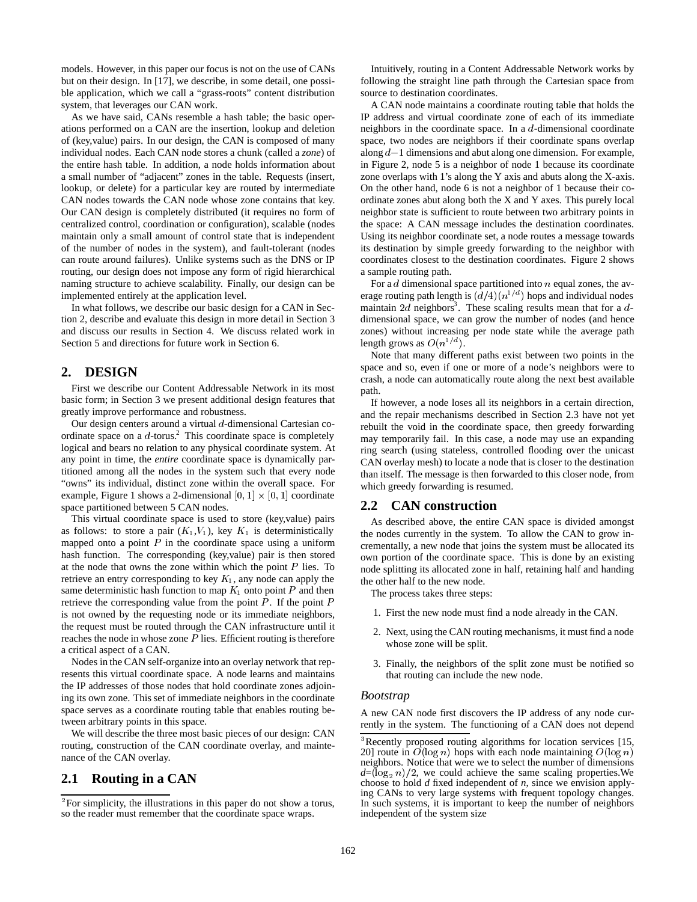models. However, in this paper our focus is not on the use of CANs but on their design. In [17], we describe, in some detail, one possible application, which we call a "grass-roots" content distribution system, that leverages our CAN work.

As we have said, CANs resemble a hash table; the basic operations performed on a CAN are the insertion, lookup and deletion of (key,value) pairs. In our design, the CAN is composed of many individual nodes. Each CAN node stores a chunk (called a *zone*) of the entire hash table. In addition, a node holds information about a small number of "adjacent" zones in the table. Requests (insert, lookup, or delete) for a particular key are routed by intermediate CAN nodes towards the CAN node whose zone contains that key. Our CAN design is completely distributed (it requires no form of centralized control, coordination or configuration), scalable (nodes maintain only a small amount of control state that is independent of the number of nodes in the system), and fault-tolerant (nodes can route around failures). Unlike systems such as the DNS or IP routing, our design does not impose any form of rigid hierarchical naming structure to achieve scalability. Finally, our design can be implemented entirely at the application level.

In what follows, we describe our basic design for a CAN in Section 2, describe and evaluate this design in more detail in Section 3 and discuss our results in Section 4. We discuss related work in Section 5 and directions for future work in Section 6.

## 2. DESIGN

First we describe our Content Addressable Network in its most basic form; in Section 3 we present additional design features that greatly improve performance and robustness.

Our design centers around a virtual $d$-dimensional Cartesian coordinate space on a $d$-torus.[2] This coordinate space is completely logical and bears no relation to any physical coordinate system. At any point in time, the *entire* coordinate space is dynamically partitioned among all the nodes in the system such that every node "owns" its individual, distinct zone within the overall space. For example, Figure 1 shows a 2-dimensional $[0,1] \times [0,1]$ coordinate space partitioned between 5 CAN nodes.

This virtual coordinate space is used to store (key,value) pairs as follows: to store a pair ($K_1$,$V_1$), key $K_1$ is deterministically mapped onto a point $P$ in the coordinate space using a uniform hash function. The corresponding (key,value) pair is then stored at the node that owns the zone within which the point $P$ lies. To retrieve an entry corresponding to key $K_1$, any node can apply the same deterministic hash function to map $K_1$ onto point $P$ and then retrieve the corresponding value from the point $P$. If the point $P$ is not owned by the requesting node or its immediate neighbors, the request must be routed through the CAN infrastructure until it reaches the node in whose zone $P$ lies. Efficient routing is therefore a critical aspect of a CAN.

Nodes in the CAN self-organize into an overlay network that represents this virtual coordinate space. A node learns and maintains the IP addresses of those nodes that hold coordinate zones adjoining its own zone. This set of immediate neighbors in the coordinate space serves as a coordinate routing table that enables routing between arbitrary points in this space.

We will describe the three most basic pieces of our design: CAN routing, construction of the CAN coordinate overlay, and maintenance of the CAN overlay.

### 2.1 Routing in a CAN

Intuitively, routing in a Content Addressable Network works by following the straight line path through the Cartesian space from source to destination coordinates.

A CAN node maintains a coordinate routing table that holds the IP address and virtual coordinate zone of each of its immediate neighbors in the coordinate space. In a $d$-dimensional coordinate space, two nodes are neighbors if their coordinate spans overlap along $d-1$ dimensions and abut along one dimension. For example, in Figure 2, node 5 is a neighbor of node 1 because its coordinate zone overlaps with 1's along the Y axis and abuts along the X-axis. On the other hand, node 6 is not a neighbor of 1 because their coordinate zones abut along both the X and Y axes. This purely local neighbor state is sufficient to route between two arbitrary points in the space: A CAN message includes the destination coordinates. Using its neighbor coordinate set, a node routes a message towards its destination by simple greedy forwarding to the neighbor with coordinates closest to the destination coordinates. Figure 2 shows a sample routing path.

For a $d$ dimensional space partitioned into $n$ equal zones, the average routing path length is $(d/4)(n^{1/d})$ hops and individual nodes maintain $2d$ neighbors[3]. These scaling results mean that for a $d$-dimensional space, we can grow the number of nodes (and hence zones) without increasing per node state while the average path length grows as $O(n^{1/d})$.

Note that many different paths exist between two points in the space and so, even if one or more of a node's neighbors were to crash, a node can automatically route along the next best available path.

If however, a node loses all its neighbors in a certain direction, and the repair mechanisms described in Section 2.3 have not yet rebuilt the void in the coordinate space, then greedy forwarding may temporarily fail. In this case, a node may use an expanding ring search (using stateless, controlled flooding over the unicast CAN overlay mesh) to locate a node that is closer to the destination than itself. The message is then forwarded to this closer node, from which greedy forwarding is resumed.

### 2.2 CAN construction

As described above, the entire CAN space is divided amongst the nodes currently in the system. To allow the CAN to grow incrementally, a new node that joins the system must be allocated its own portion of the coordinate space. This is done by an existing node splitting its allocated zone in half, retaining half and handing the other half to the new node.

The process takes three steps:

1. First the new node must find a node already in the CAN.
2. Next, using the CAN routing mechanisms, it must find a node whose zone will be split.
3. Finally, the neighbors of the split zone must be notified so that routing can include the new node.

*Bootstrap*

A new CAN node first discovers the IP address of any node currently in the system. The functioning of a CAN does not depend

---

[2] For simplicity, the illustrations in this paper do not show a torus, so the reader must remember that the coordinate space wraps.

[3] Recently proposed routing algorithms for location services [15, 20] route in $O(\log n)$ hops with each node maintaining $O(\log n)$ neighbors. Notice that were we to select the number of dimensions $d$=$(\log_2 n)/2$, we could achieve the same scaling properties.We choose to hold *d* fixed independent of *n*, since we envision applying CANs to very large systems with frequent topology changes. In such systems, it is important to keep the number of neighbors independent of the system size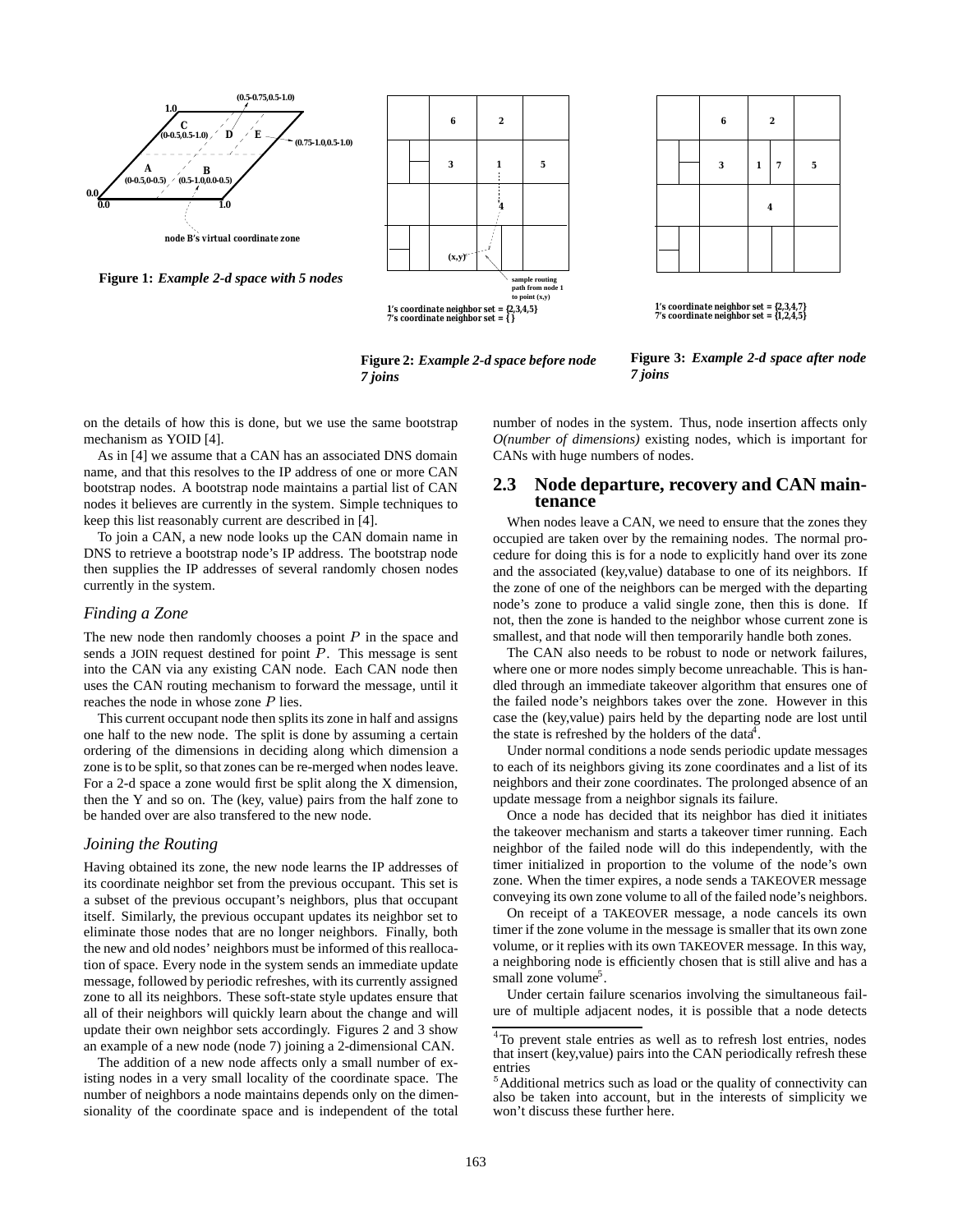Figure 1: *Example 2-d space with 5 nodes*

Figure 2: *Example 2-d space before node 7 joins*

Figure 3: *Example 2-d space after node 7 joins*

on the details of how this is done, but we use the same bootstrap mechanism as YOID [4].

As in [4] we assume that a CAN has an associated DNS domain name, and that this resolves to the IP address of one or more CAN bootstrap nodes. A bootstrap node maintains a partial list of CAN nodes it believes are currently in the system. Simple techniques to keep this list reasonably current are described in [4].

To join a CAN, a new node looks up the CAN domain name in DNS to retrieve a bootstrap node's IP address. The bootstrap node then supplies the IP addresses of several randomly chosen nodes currently in the system.

### *Finding a Zone*

The new node then randomly chooses a point $P$ in the space and sends a JOIN request destined for point $P$. This message is sent into the CAN via any existing CAN node. Each CAN node then uses the CAN routing mechanism to forward the message, until it reaches the node in whose zone $P$ lies.

This current occupant node then splits its zone in half and assigns one half to the new node. The split is done by assuming a certain ordering of the dimensions in deciding along which dimension a zone is to be split, so that zones can be re-merged when nodes leave. For a 2-d space a zone would first be split along the X dimension, then the Y and so on. The (key, value) pairs from the half zone to be handed over are also transfered to the new node.

### *Joining the Routing*

Having obtained its zone, the new node learns the IP addresses of its coordinate neighbor set from the previous occupant. This set is a subset of the previous occupant's neighbors, plus that occupant itself. Similarly, the previous occupant updates its neighbor set to eliminate those nodes that are no longer neighbors. Finally, both the new and old nodes' neighbors must be informed of this reallocation of space. Every node in the system sends an immediate update message, followed by periodic refreshes, with its currently assigned zone to all its neighbors. These soft-state style updates ensure that all of their neighbors will quickly learn about the change and will update their own neighbor sets accordingly. Figures 2 and 3 show an example of a new node (node 7) joining a 2-dimensional CAN.

The addition of a new node affects only a small number of existing nodes in a very small locality of the coordinate space. The number of neighbors a node maintains depends only on the dimensionality of the coordinate space and is independent of the total number of nodes in the system. Thus, node insertion affects only *O(number of dimensions)* existing nodes, which is important for CANs with huge numbers of nodes.

## 2.3 Node departure, recovery and CAN maintenance

When nodes leave a CAN, we need to ensure that the zones they occupied are taken over by the remaining nodes. The normal procedure for doing this is for a node to explicitly hand over its zone and the associated (key,value) database to one of its neighbors. If the zone of one of the neighbors can be merged with the departing node's zone to produce a valid single zone, then this is done. If not, then the zone is handed to the neighbor whose current zone is smallest, and that node will then temporarily handle both zones.

The CAN also needs to be robust to node or network failures, where one or more nodes simply become unreachable. This is handled through an immediate takeover algorithm that ensures one of the failed node's neighbors takes over the zone. However in this case the (key,value) pairs held by the departing node are lost until the state is refreshed by the holders of the data[4].

Under normal conditions a node sends periodic update messages to each of its neighbors giving its zone coordinates and a list of its neighbors and their zone coordinates. The prolonged absence of an update message from a neighbor signals its failure.

Once a node has decided that its neighbor has died it initiates the takeover mechanism and starts a takeover timer running. Each neighbor of the failed node will do this independently, with the timer initialized in proportion to the volume of the node's own zone. When the timer expires, a node sends a TAKEOVER message conveying its own zone volume to all of the failed node's neighbors.

On receipt of a TAKEOVER message, a node cancels its own timer if the zone volume in the message is smaller that its own zone volume, or it replies with its own TAKEOVER message. In this way, a neighboring node is efficiently chosen that is still alive and has a small zone volume[5].

Under certain failure scenarios involving the simultaneous failure of multiple adjacent nodes, it is possible that a node detects

[4] To prevent stale entries as well as to refresh lost entries, nodes that insert (key,value) pairs into the CAN periodically refresh these entries

[5] Additional metrics such as load or the quality of connectivity can also be taken into account, but in the interests of simplicity we won't discuss these further here.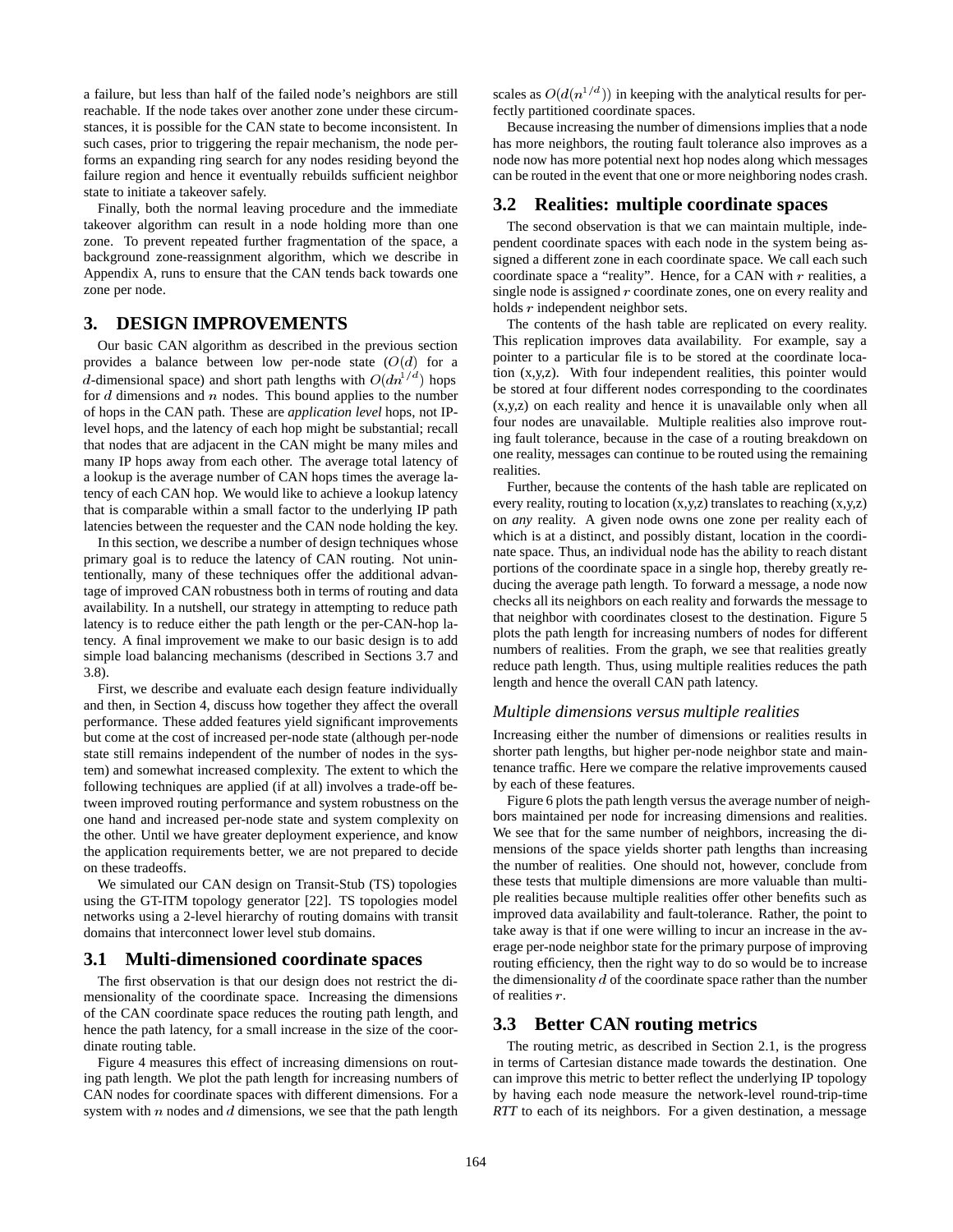a failure, but less than half of the failed node's neighbors are still reachable. If the node takes over another zone under these circumstances, it is possible for the CAN state to become inconsistent. In such cases, prior to triggering the repair mechanism, the node performs an expanding ring search for any nodes residing beyond the failure region and hence it eventually rebuilds sufficient neighbor state to initiate a takeover safely.

Finally, both the normal leaving procedure and the immediate takeover algorithm can result in a node holding more than one zone. To prevent repeated further fragmentation of the space, a background zone-reassignment algorithm, which we describe in Appendix A, runs to ensure that the CAN tends back towards one zone per node.

# 3. DESIGN IMPROVEMENTS

Our basic CAN algorithm as described in the previous section provides a balance between low per-node state ($O(d)$ for a $d$-dimensional space) and short path lengths with $O(dn^{1/d})$ hops for $d$ dimensions and $n$ nodes. This bound applies to the number of hops in the CAN path. These are *application level* hops, not IP-level hops, and the latency of each hop might be substantial; recall that nodes that are adjacent in the CAN might be many miles and many IP hops away from each other. The average total latency of a lookup is the average number of CAN hops times the average latency of each CAN hop. We would like to achieve a lookup latency that is comparable within a small factor to the underlying IP path latencies between the requester and the CAN node holding the key.

In this section, we describe a number of design techniques whose primary goal is to reduce the latency of CAN routing. Not unintentionally, many of these techniques offer the additional advantage of improved CAN robustness both in terms of routing and data availability. In a nutshell, our strategy in attempting to reduce path latency is to reduce either the path length or the per-CAN-hop latency. A final improvement we make to our basic design is to add simple load balancing mechanisms (described in Sections 3.7 and 3.8).

First, we describe and evaluate each design feature individually and then, in Section 4, discuss how together they affect the overall performance. These added features yield significant improvements but come at the cost of increased per-node state (although per-node state still remains independent of the number of nodes in the system) and somewhat increased complexity. The extent to which the following techniques are applied (if at all) involves a trade-off between improved routing performance and system robustness on the one hand and increased per-node state and system complexity on the other. Until we have greater deployment experience, and know the application requirements better, we are not prepared to decide on these tradeoffs.

We simulated our CAN design on Transit-Stub (TS) topologies using the GT-ITM topology generator [22]. TS topologies model networks using a 2-level hierarchy of routing domains with transit domains that interconnect lower level stub domains.

## 3.1 Multi-dimensioned coordinate spaces

The first observation is that our design does not restrict the dimensionality of the coordinate space. Increasing the dimensions of the CAN coordinate space reduces the routing path length, and hence the path latency, for a small increase in the size of the coordinate routing table.

Figure 4 measures this effect of increasing dimensions on routing path length. We plot the path length for increasing numbers of CAN nodes for coordinate spaces with different dimensions. For a system with $n$ nodes and $d$ dimensions, we see that the path length scales as $O(d(n^{1/d}))$ in keeping with the analytical results for perfectly partitioned coordinate spaces.

Because increasing the number of dimensions implies that a node has more neighbors, the routing fault tolerance also improves as a node now has more potential next hop nodes along which messages can be routed in the event that one or more neighboring nodes crash.

## 3.2 Realities: multiple coordinate spaces

The second observation is that we can maintain multiple, independent coordinate spaces with each node in the system being assigned a different zone in each coordinate space. We call each such coordinate space a "reality". Hence, for a CAN with $r$ realities, a single node is assigned $r$ coordinate zones, one on every reality and holds $r$ independent neighbor sets.

The contents of the hash table are replicated on every reality. This replication improves data availability. For example, say a pointer to a particular file is to be stored at the coordinate location (x,y,z). With four independent realities, this pointer would be stored at four different nodes corresponding to the coordinates (x,y,z) on each reality and hence it is unavailable only when all four nodes are unavailable. Multiple realities also improve routing fault tolerance, because in the case of a routing breakdown on one reality, messages can continue to be routed using the remaining realities.

Further, because the contents of the hash table are replicated on every reality, routing to location (x,y,z) translates to reaching (x,y,z) on *any* reality. A given node owns one zone per reality each of which is at a distinct, and possibly distant, location in the coordinate space. Thus, an individual node has the ability to reach distant portions of the coordinate space in a single hop, thereby greatly reducing the average path length. To forward a message, a node now checks all its neighbors on each reality and forwards the message to that neighbor with coordinates closest to the destination. Figure 5 plots the path length for increasing numbers of nodes for different numbers of realities. From the graph, we see that realities greatly reduce path length. Thus, using multiple realities reduces the path length and hence the overall CAN path latency.

### *Multiple dimensions versus multiple realities*

Increasing either the number of dimensions or realities results in shorter path lengths, but higher per-node neighbor state and maintenance traffic. Here we compare the relative improvements caused by each of these features.

Figure 6 plots the path length versus the average number of neighbors maintained per node for increasing dimensions and realities. We see that for the same number of neighbors, increasing the dimensions of the space yields shorter path lengths than increasing the number of realities. One should not, however, conclude from these tests that multiple dimensions are more valuable than multiple realities because multiple realities offer other benefits such as improved data availability and fault-tolerance. Rather, the point to take away is that if one were willing to incur an increase in the average per-node neighbor state for the primary purpose of improving routing efficiency, then the right way to do so would be to increase the dimensionality $d$ of the coordinate space rather than the number of realities $r$.

## 3.3 Better CAN routing metrics

The routing metric, as described in Section 2.1, is the progress in terms of Cartesian distance made towards the destination. One can improve this metric to better reflect the underlying IP topology by having each node measure the network-level round-trip-time *RTT* to each of its neighbors. For a given destination, a message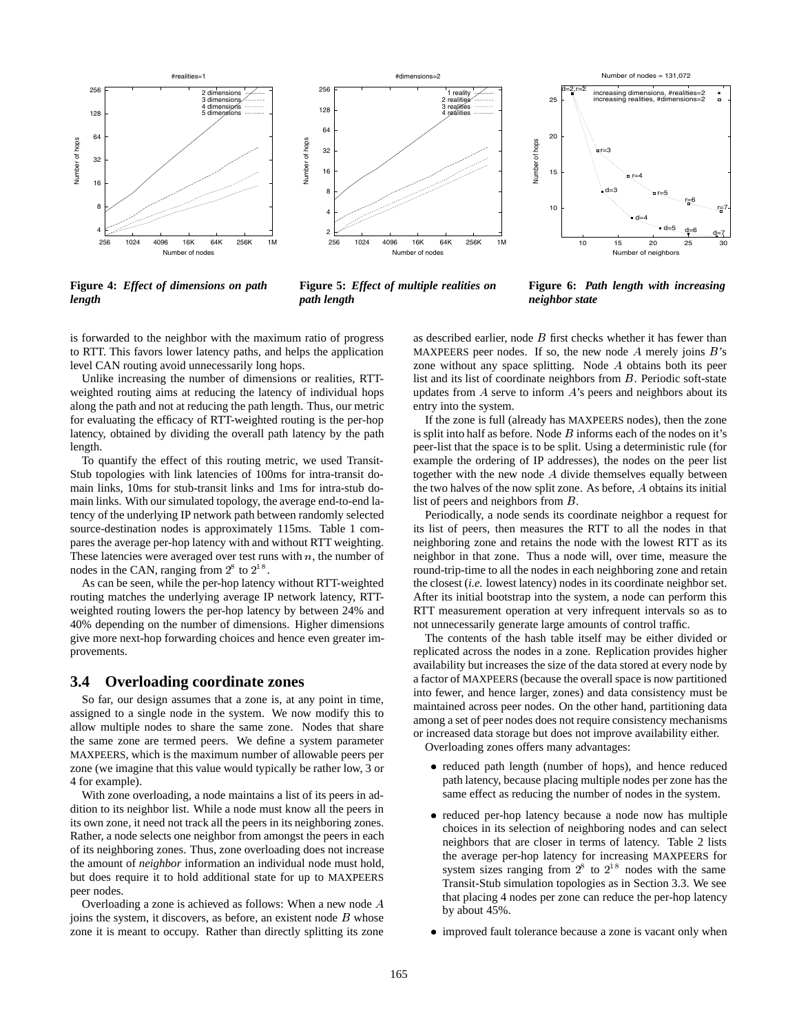**Figure 4:** ***Effect of dimensions on path length***

**Figure 5:** ***Effect of multiple realities on path length***

**Figure 6:** ***Path length with increasing neighbor state***

is forwarded to the neighbor with the maximum ratio of progress to RTT. This favors lower latency paths, and helps the application level CAN routing avoid unnecessarily long hops.

Unlike increasing the number of dimensions or realities, RTT-weighted routing aims at reducing the latency of individual hops along the path and not at reducing the path length. Thus, our metric for evaluating the efficacy of RTT-weighted routing is the per-hop latency, obtained by dividing the overall path latency by the path length.

To quantify the effect of this routing metric, we used Transit-Stub topologies with link latencies of 100ms for intra-transit domain links, 10ms for stub-transit links and 1ms for intra-stub domain links. With our simulated topology, the average end-to-end latency of the underlying IP network path between randomly selected source-destination nodes is approximately 115ms. Table 1 compares the average per-hop latency with and without RTT weighting. These latencies were averaged over test runs with $n$, the number of nodes in the CAN, ranging from $2^8$ to $2^{18}$.

As can be seen, while the per-hop latency without RTT-weighted routing matches the underlying average IP network latency, RTT-weighted routing lowers the per-hop latency by between 24% and 40% depending on the number of dimensions. Higher dimensions give more next-hop forwarding choices and hence even greater improvements.

## 3.4 Overloading coordinate zones

So far, our design assumes that a zone is, at any point in time, assigned to a single node in the system. We now modify this to allow multiple nodes to share the same zone. Nodes that share the same zone are termed peers. We define a system parameter MAXPEERS, which is the maximum number of allowable peers per zone (we imagine that this value would typically be rather low, 3 or 4 for example).

With zone overloading, a node maintains a list of its peers in addition to its neighbor list. While a node must know all the peers in its own zone, it need not track all the peers in its neighboring zones. Rather, a node selects one neighbor from amongst the peers in each of its neighboring zones. Thus, zone overloading does not increase the amount of *neighbor* information an individual node must hold, but does require it to hold additional state for up to MAXPEERS peer nodes.

Overloading a zone is achieved as follows: When a new node $A$ joins the system, it discovers, as before, an existent node $B$ whose zone it is meant to occupy. Rather than directly splitting its zone as described earlier, node $B$ first checks whether it has fewer than MAXPEERS peer nodes. If so, the new node $A$ merely joins $B$'s zone without any space splitting. Node $A$ obtains both its peer list and its list of coordinate neighbors from $B$. Periodic soft-state updates from $A$ serve to inform $A$'s peers and neighbors about its entry into the system.

If the zone is full (already has MAXPEERS nodes), then the zone is split into half as before. Node $B$ informs each of the nodes on it's peer-list that the space is to be split. Using a deterministic rule (for example the ordering of IP addresses), the nodes on the peer list together with the new node $A$ divide themselves equally between the two halves of the now split zone. As before, $A$ obtains its initial list of peers and neighbors from $B$.

Periodically, a node sends its coordinate neighbor a request for its list of peers, then measures the RTT to all the nodes in that neighboring zone and retains the node with the lowest RTT as its neighbor in that zone. Thus a node will, over time, measure the round-trip-time to all the nodes in each neighboring zone and retain the closest (*i.e.* lowest latency) nodes in its coordinate neighbor set. After its initial bootstrap into the system, a node can perform this RTT measurement operation at very infrequent intervals so as to not unnecessarily generate large amounts of control traffic.

The contents of the hash table itself may be either divided or replicated across the nodes in a zone. Replication provides higher availability but increases the size of the data stored at every node by a factor of MAXPEERS (because the overall space is now partitioned into fewer, and hence larger, zones) and data consistency must be maintained across peer nodes. On the other hand, partitioning data among a set of peer nodes does not require consistency mechanisms or increased data storage but does not improve availability either.

Overloading zones offers many advantages:

- reduced path length (number of hops), and hence reduced path latency, because placing multiple nodes per zone has the same effect as reducing the number of nodes in the system.
- reduced per-hop latency because a node now has multiple choices in its selection of neighboring nodes and can select neighbors that are closer in terms of latency. Table 2 lists the average per-hop latency for increasing MAXPEERS for system sizes ranging from $2^8$ to $2^{18}$ nodes with the same Transit-Stub simulation topologies as in Section 3.3. We see that placing 4 nodes per zone can reduce the per-hop latency by about 45%.
- improved fault tolerance because a zone is vacant only when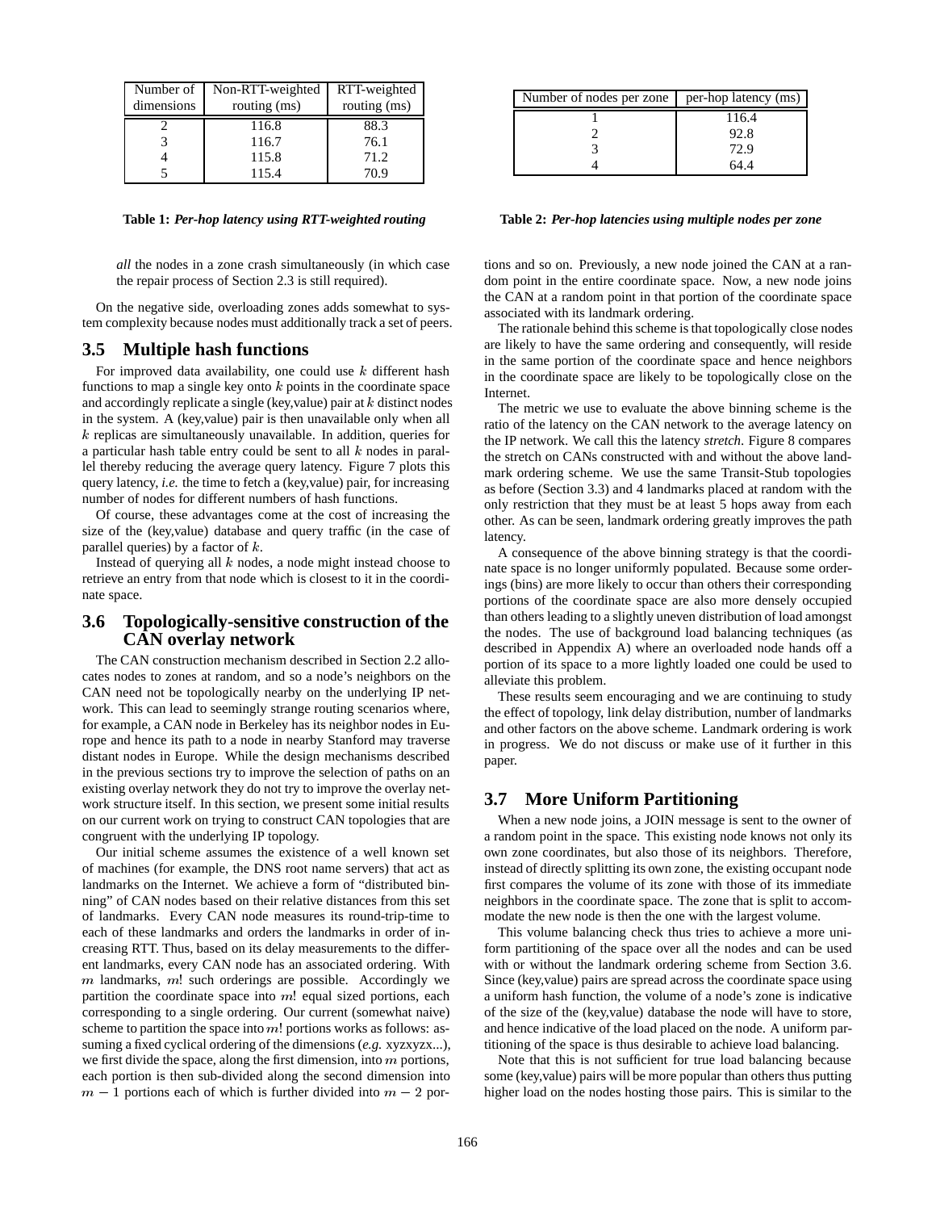| Number of dimensions | Non-RTT-weighted routing (ms) | RTT-weighted routing (ms) |
|---|---|---|
| 2 | 116.8 | 88.3 |
| 3 | 116.7 | 76.1 |
| 4 | 115.8 | 71.2 |
| 5 | 115.4 | 70.9 |

**Table 1:** ***Per-hop latency using RTT-weighted routing***

| Number of nodes per zone | per-hop latency (ms) |
|---|---|
| 1 | 116.4 |
| 2 | 92.8 |
| 3 | 72.9 |
| 4 | 64.4 |

**Table 2:** ***Per-hop latencies using multiple nodes per zone***

*all* the nodes in a zone crash simultaneously (in which case the repair process of Section 2.3 is still required).

On the negative side, overloading zones adds somewhat to system complexity because nodes must additionally track a set of peers.

## 3.5 Multiple hash functions

For improved data availability, one could use $k$ different hash functions to map a single key onto $k$ points in the coordinate space and accordingly replicate a single (key,value) pair at $k$ distinct nodes in the system. A (key,value) pair is then unavailable only when all $k$ replicas are simultaneously unavailable. In addition, queries for a particular hash table entry could be sent to all $k$ nodes in parallel thereby reducing the average query latency. Figure 7 plots this query latency, *i.e.* the time to fetch a (key,value) pair, for increasing number of nodes for different numbers of hash functions.

Of course, these advantages come at the cost of increasing the size of the (key,value) database and query traffic (in the case of parallel queries) by a factor of $k$.

Instead of querying all $k$ nodes, a node might instead choose to retrieve an entry from that node which is closest to it in the coordinate space.

## 3.6 Topologically-sensitive construction of the CAN overlay network

The CAN construction mechanism described in Section 2.2 allocates nodes to zones at random, and so a node's neighbors on the CAN need not be topologically nearby on the underlying IP network. This can lead to seemingly strange routing scenarios where, for example, a CAN node in Berkeley has its neighbor nodes in Europe and hence its path to a node in nearby Stanford may traverse distant nodes in Europe. While the design mechanisms described in the previous sections try to improve the selection of paths on an existing overlay network they do not try to improve the overlay network structure itself. In this section, we present some initial results on our current work on trying to construct CAN topologies that are congruent with the underlying IP topology.

Our initial scheme assumes the existence of a well known set of machines (for example, the DNS root name servers) that act as landmarks on the Internet. We achieve a form of "distributed binning" of CAN nodes based on their relative distances from this set of landmarks. Every CAN node measures its round-trip-time to each of these landmarks and orders the landmarks in order of increasing RTT. Thus, based on its delay measurements to the different landmarks, every CAN node has an associated ordering. With $m$ landmarks, $m!$ such orderings are possible. Accordingly we partition the coordinate space into $m!$ equal sized portions, each corresponding to a single ordering. Our current (somewhat naive) scheme to partition the space into $m!$ portions works as follows: assuming a fixed cyclical ordering of the dimensions (*e.g.* xyzxyzx...), we first divide the space, along the first dimension, into $m$ portions, each portion is then sub-divided along the second dimension into $m-1$ portions each of which is further divided into $m-2$ portions and so on. Previously, a new node joined the CAN at a random point in the entire coordinate space. Now, a new node joins the CAN at a random point in that portion of the coordinate space associated with its landmark ordering.

The rationale behind this scheme is that topologically close nodes are likely to have the same ordering and consequently, will reside in the same portion of the coordinate space and hence neighbors in the coordinate space are likely to be topologically close on the Internet.

The metric we use to evaluate the above binning scheme is the ratio of the latency on the CAN network to the average latency on the IP network. We call this the latency *stretch*. Figure 8 compares the stretch on CANs constructed with and without the above landmark ordering scheme. We use the same Transit-Stub topologies as before (Section 3.3) and 4 landmarks placed at random with the only restriction that they must be at least 5 hops away from each other. As can be seen, landmark ordering greatly improves the path latency.

A consequence of the above binning strategy is that the coordinate space is no longer uniformly populated. Because some orderings (bins) are more likely to occur than others their corresponding portions of the coordinate space are also more densely occupied than others leading to a slightly uneven distribution of load amongst the nodes. The use of background load balancing techniques (as described in Appendix A) where an overloaded node hands off a portion of its space to a more lightly loaded one could be used to alleviate this problem.

These results seem encouraging and we are continuing to study the effect of topology, link delay distribution, number of landmarks and other factors on the above scheme. Landmark ordering is work in progress. We do not discuss or make use of it further in this paper.

## 3.7 More Uniform Partitioning

When a new node joins, a JOIN message is sent to the owner of a random point in the space. This existing node knows not only its own zone coordinates, but also those of its neighbors. Therefore, instead of directly splitting its own zone, the existing occupant node first compares the volume of its zone with those of its immediate neighbors in the coordinate space. The zone that is split to accommodate the new node is then the one with the largest volume.

This volume balancing check thus tries to achieve a more uniform partitioning of the space over all the nodes and can be used with or without the landmark ordering scheme from Section 3.6. Since (key,value) pairs are spread across the coordinate space using a uniform hash function, the volume of a node's zone is indicative of the size of the (key,value) database the node will have to store, and hence indicative of the load placed on the node. A uniform partitioning of the space is thus desirable to achieve load balancing.

Note that this is not sufficient for true load balancing because some (key,value) pairs will be more popular than others thus putting higher load on the nodes hosting those pairs. This is similar to the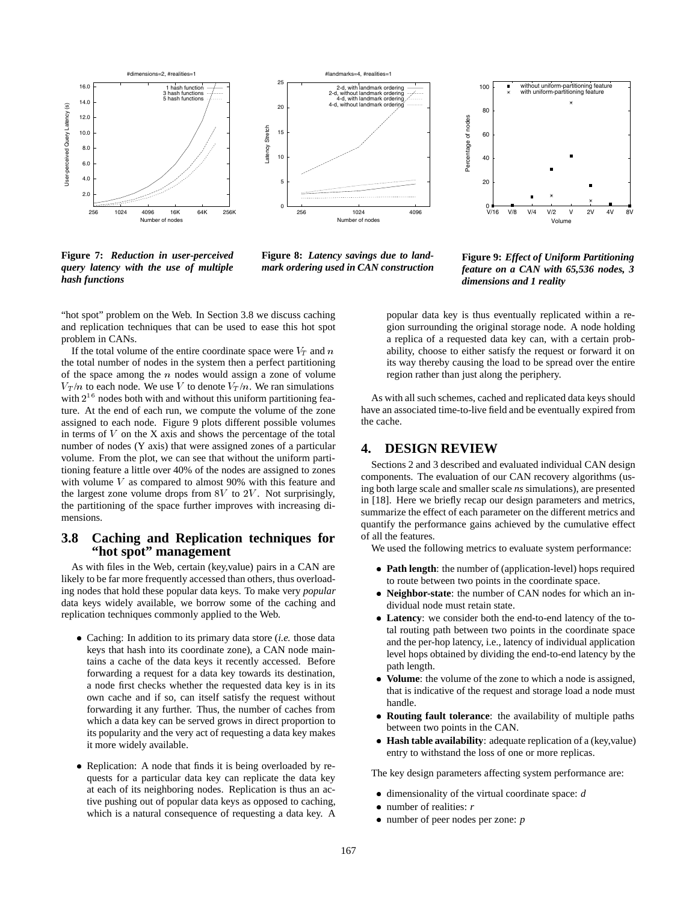Figure 7: *Reduction in user-perceived query latency with the use of multiple hash functions*

Figure 8: *Latency savings due to landmark ordering used in CAN construction*

Figure 9: *Effect of Uniform Partitioning feature on a CAN with 65,536 nodes, 3 dimensions and 1 reality*

"hot spot" problem on the Web. In Section 3.8 we discuss caching and replication techniques that can be used to ease this hot spot problem in CANs.

If the total volume of the entire coordinate space were $V_T$ and $n$ the total number of nodes in the system then a perfect partitioning of the space among the $n$ nodes would assign a zone of volume $V_T/n$ to each node. We use $V$ to denote $V_T/n$. We ran simulations with $2^{16}$ nodes both with and without this uniform partitioning feature. At the end of each run, we compute the volume of the zone assigned to each node. Figure 9 plots different possible volumes in terms of $V$ on the X axis and shows the percentage of the total number of nodes (Y axis) that were assigned zones of a particular volume. From the plot, we can see that without the uniform partitioning feature a little over 40% of the nodes are assigned to zones with volume $V$ as compared to almost 90% with this feature and the largest zone volume drops from $8V$ to $2V$. Not surprisingly, the partitioning of the space further improves with increasing dimensions.

### 3.8 Caching and Replication techniques for "hot spot" management

As with files in the Web, certain (key,value) pairs in a CAN are likely to be far more frequently accessed than others, thus overloading nodes that hold these popular data keys. To make very *popular* data keys widely available, we borrow some of the caching and replication techniques commonly applied to the Web.

- Caching: In addition to its primary data store (*i.e.* those data keys that hash into its coordinate zone), a CAN node maintains a cache of the data keys it recently accessed. Before forwarding a request for a data key towards its destination, a node first checks whether the requested data key is in its own cache and if so, can itself satisfy the request without forwarding it any further. Thus, the number of caches from which a data key can be served grows in direct proportion to its popularity and the very act of requesting a data key makes it more widely available.

- Replication: A node that finds it is being overloaded by requests for a particular data key can replicate the data key at each of its neighboring nodes. Replication is thus an active pushing out of popular data keys as opposed to caching, which is a natural consequence of requesting a data key. A popular data key is thus eventually replicated within a region surrounding the original storage node. A node holding a replica of a requested data key can, with a certain probability, choose to either satisfy the request or forward it on its way thereby causing the load to be spread over the entire region rather than just along the periphery.

As with all such schemes, cached and replicated data keys should have an associated time-to-live field and be eventually expired from the cache.

## 4. DESIGN REVIEW

Sections 2 and 3 described and evaluated individual CAN design components. The evaluation of our CAN recovery algorithms (using both large scale and smaller scale *ns* simulations), are presented in [18]. Here we briefly recap our design parameters and metrics, summarize the effect of each parameter on the different metrics and quantify the performance gains achieved by the cumulative effect of all the features.

We used the following metrics to evaluate system performance:

- **Path length**: the number of (application-level) hops required to route between two points in the coordinate space.
- **Neighbor-state**: the number of CAN nodes for which an individual node must retain state.
- **Latency**: we consider both the end-to-end latency of the total routing path between two points in the coordinate space and the per-hop latency, i.e., latency of individual application level hops obtained by dividing the end-to-end latency by the path length.
- **Volume**: the volume of the zone to which a node is assigned, that is indicative of the request and storage load a node must handle.
- **Routing fault tolerance**: the availability of multiple paths between two points in the CAN.
- **Hash table availability**: adequate replication of a (key,value) entry to withstand the loss of one or more replicas.

The key design parameters affecting system performance are:

- dimensionality of the virtual coordinate space: *d*
- number of realities: *r*
- number of peer nodes per zone: *p*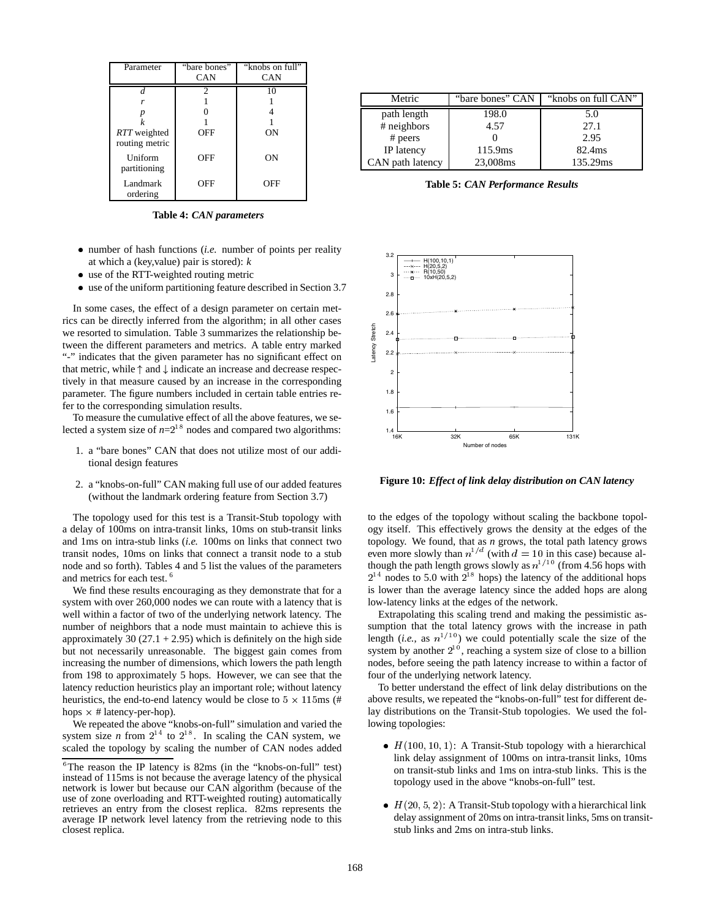| Parameter | "bare bones" CAN | "knobs on full" CAN |
|---|---|---|
| $d$ | 2 | 10 |
| $r$ | 1 | 1 |
| $p$ | 0 | 4 |
| $k$ | 1 | 1 |
| *RTT* weighted routing metric | OFF | ON |
| Uniform partitioning | OFF | ON |
| Landmark ordering | OFF | OFF |

**Table 4:** ***CAN parameters***

- number of hash functions (*i.e.* number of points per reality at which a (key,value) pair is stored): $k$
- use of the RTT-weighted routing metric
- use of the uniform partitioning feature described in Section 3.7

In some cases, the effect of a design parameter on certain metrics can be directly inferred from the algorithm; in all other cases we resorted to simulation. Table 3 summarizes the relationship between the different parameters and metrics. A table entry marked "-" indicates that the given parameter has no significant effect on that metric, while ↑ and ↓ indicate an increase and decrease respectively in that measure caused by an increase in the corresponding parameter. The figure numbers included in certain table entries refer to the corresponding simulation results.

To measure the cumulative effect of all the above features, we selected a system size of $n$=$2^{18}$ nodes and compared two algorithms:

1. a "bare bones" CAN that does not utilize most of our additional design features
2. a "knobs-on-full" CAN making full use of our added features (without the landmark ordering feature from Section 3.7)

The topology used for this test is a Transit-Stub topology with a delay of 100ms on intra-transit links, 10ms on stub-transit links and 1ms on intra-stub links (*i.e.* 100ms on links that connect two transit nodes, 10ms on links that connect a transit node to a stub node and so forth). Tables 4 and 5 list the values of the parameters and metrics for each test. [6]

We find these results encouraging as they demonstrate that for a system with over 260,000 nodes we can route with a latency that is well within a factor of two of the underlying network latency. The number of neighbors that a node must maintain to achieve this is approximately 30 (27.1 + 2.95) which is definitely on the high side but not necessarily unreasonable. The biggest gain comes from increasing the number of dimensions, which lowers the path length from 198 to approximately 5 hops. However, we can see that the latency reduction heuristics play an important role; without latency heuristics, the end-to-end latency would be close to $5 \times 115$ms (# hops $\times$ # latency-per-hop).

We repeated the above "knobs-on-full" simulation and varied the system size $n$ from $2^{14}$ to $2^{18}$. In scaling the CAN system, we scaled the topology by scaling the number of CAN nodes added to the edges of the topology without scaling the backbone topology itself. This effectively grows the density at the edges of the topology. We found, that as $n$ grows, the total path latency grows even more slowly than $n^{1/d}$ (with $d = 10$ in this case) because although the path length grows slowly as $n^{1/10}$ (from 4.56 hops with $2^{14}$ nodes to 5.0 with $2^{18}$ hops) the latency of the additional hops is lower than the average latency since the added hops are along low-latency links at the edges of the network.

Extrapolating this scaling trend and making the pessimistic assumption that the total latency grows with the increase in path length (*i.e.*, as $n^{1/10}$) we could potentially scale the size of the system by another $2^{10}$, reaching a system size of close to a billion nodes, before seeing the path latency increase to within a factor of four of the underlying network latency.

To better understand the effect of link delay distributions on the above results, we repeated the "knobs-on-full" test for different delay distributions on the Transit-Stub topologies. We used the following topologies:

- $H(100, 10, 1)$: A Transit-Stub topology with a hierarchical link delay assignment of 100ms on intra-transit links, 10ms on transit-stub links and 1ms on intra-stub links. This is the topology used in the above "knobs-on-full" test.
- $H(20, 5, 2)$: A Transit-Stub topology with a hierarchical link delay assignment of 20ms on intra-transit links, 5ms on transit-stub links and 2ms on intra-stub links.

| Metric | "bare bones" CAN | "knobs on full CAN" |
|---|---|---|
| path length | 198.0 | 5.0 |
| # neighbors | 4.57 | 27.1 |
| # peers | 0 | 2.95 |
| IP latency | 115.9ms | 82.4ms |
| CAN path latency | 23,008ms | 135.29ms |

**Table 5:** ***CAN Performance Results***

**Figure 10:** ***Effect of link delay distribution on CAN latency***

[6] The reason the IP latency is 82ms (in the "knobs-on-full" test) instead of 115ms is not because the average latency of the physical network is lower but because our CAN algorithm (because of the use of zone overloading and RTT-weighted routing) automatically retrieves an entry from the closest replica. 82ms represents the average IP network level latency from the retrieving node to this closest replica.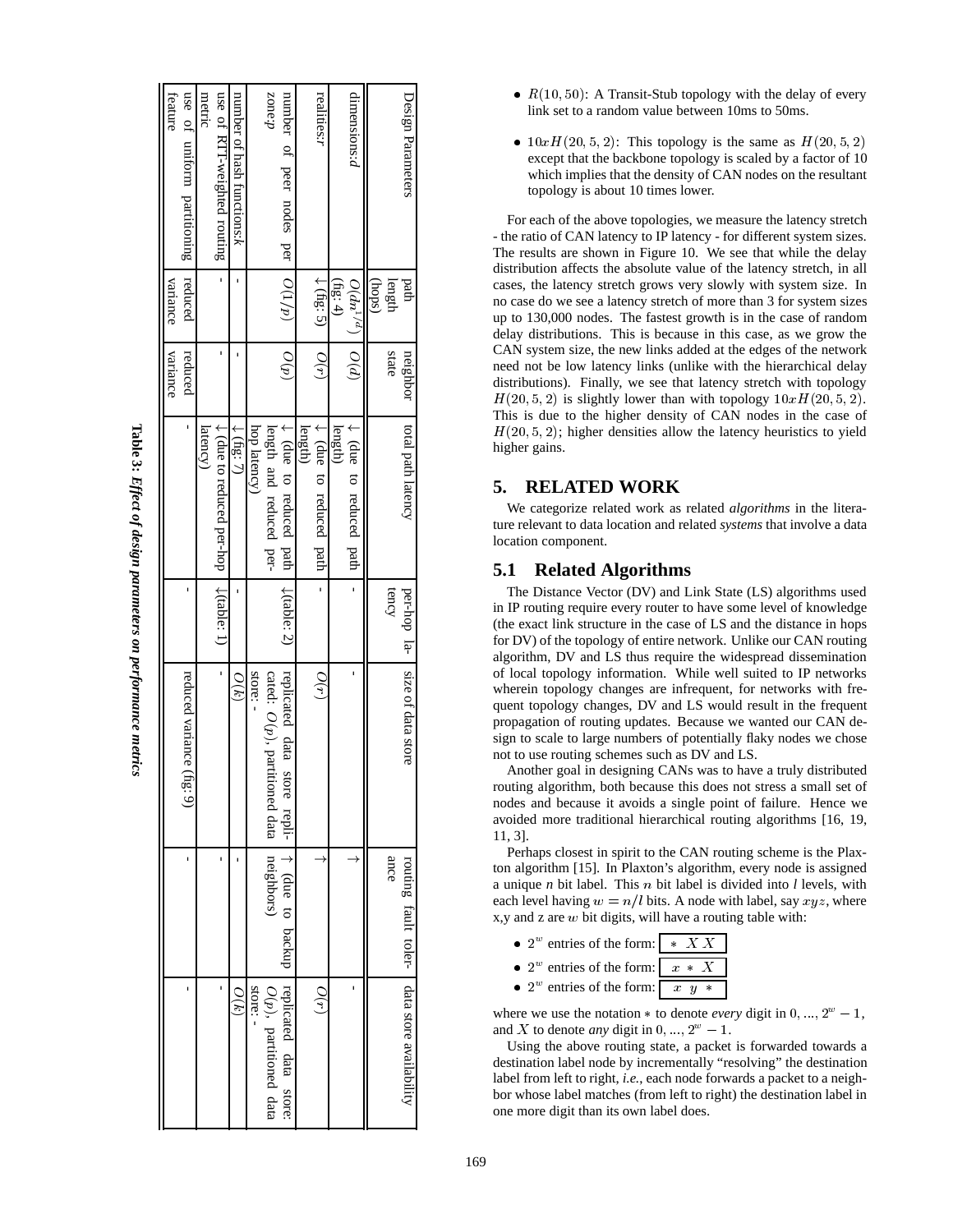| Design Parameters | path length (hops) | neighbor state | total path latency | per-hop latency | size of data store | routing fault tolerance | data store availability |
|---|---|---|---|---|---|---|---|
| dimensions:$d$ | $O(dn^{1/d})$ (fig: 4) | $O(d)$ | ↓ (due to reduced path length) | - | - | ↑ | - |
| realities:$r$ | ↓ (fig: 5) | $O(r)$ | ↓ (due to reduced path length) | - | $O(r)$ | ↑ | $O(r)$ |
| number of peer nodes per zone:$p$ | $O(1/p)$ | $O(p)$ | ↓ (due to reduced path length and reduced per-hop latency) | ↓(table: 2) | replicated data store replicated: $O(p)$, partitioned data store: - | ↑ (due to backup neighbors) | replicated data store: $O(p)$, partitioned data store: - |
| number of hash functions:$k$ | - | - | ↓ (fig: 7) | - | $O(k)$ | - | $O(k)$ |
| use of RTT-weighted routing metric | - | - | ↓ (due to reduced per-hop latency) | ↓(table: 1) | - | - | - |
| use of uniform partitioning feature | reduced variance | reduced variance | - | - | reduced variance (fig: 9) | - | - |

**Table 3: *Effect of design parameters on performance metrics***

- $R(10, 50)$: A Transit-Stub topology with the delay of every link set to a random value between 10ms to 50ms.
- $10xH(20, 5, 2)$: This topology is the same as $H(20, 5, 2)$ except that the backbone topology is scaled by a factor of 10 which implies that the density of CAN nodes on the resultant topology is about 10 times lower.

For each of the above topologies, we measure the latency stretch - the ratio of CAN latency to IP latency - for different system sizes. The results are shown in Figure 10. We see that while the delay distribution affects the absolute value of the latency stretch, in all cases, the latency stretch grows very slowly with system size. In no case do we see a latency stretch of more than 3 for system sizes up to 130,000 nodes. The fastest growth is in the case of random delay distributions. This is because in this case, as we grow the CAN system size, the new links added at the edges of the network need not be low latency links (unlike with the hierarchical delay distributions). Finally, we see that latency stretch with topology $H(20, 5, 2)$ is slightly lower than with topology $10xH(20, 5, 2)$. This is due to the higher density of CAN nodes in the case of $H(20, 5, 2)$; higher densities allow the latency heuristics to yield higher gains.

## 5. RELATED WORK

We categorize related work as related *algorithms* in the literature relevant to data location and related *systems* that involve a data location component.

### 5.1 Related Algorithms

The Distance Vector (DV) and Link State (LS) algorithms used in IP routing require every router to have some level of knowledge (the exact link structure in the case of LS and the distance in hops for DV) of the topology of entire network. Unlike our CAN routing algorithm, DV and LS thus require the widespread dissemination of local topology information. While well suited to IP networks wherein topology changes are infrequent, for networks with frequent topology changes, DV and LS would result in the frequent propagation of routing updates. Because we wanted our CAN design to scale to large numbers of potentially flaky nodes we chose not to use routing schemes such as DV and LS.

Another goal in designing CANs was to have a truly distributed routing algorithm, both because this does not stress a small set of nodes and because it avoids a single point of failure. Hence we avoided more traditional hierarchical routing algorithms [16, 19, 11, 3].

Perhaps closest in spirit to the CAN routing scheme is the Plaxton algorithm [15]. In Plaxton's algorithm, every node is assigned a unique *n* bit label. This $n$ bit label is divided into *l* levels, with each level having $w = n/l$ bits. A node with label, say $xyz$, where x,y and z are $w$ bit digits, will have a routing table with:

- $2^w$ entries of the form: $* \ X \ X$
- $2^w$ entries of the form: $x \ * \ X$
- $2^w$ entries of the form: $x \ y \ *$

where we use the notation $*$ to denote *every* digit in $0, ..., 2^w - 1$, and $X$ to denote *any* digit in $0, ..., 2^w - 1$.

Using the above routing state, a packet is forwarded towards a destination label node by incrementally "resolving" the destination label from left to right, *i.e.*, each node forwards a packet to a neighbor whose label matches (from left to right) the destination label in one more digit than its own label does.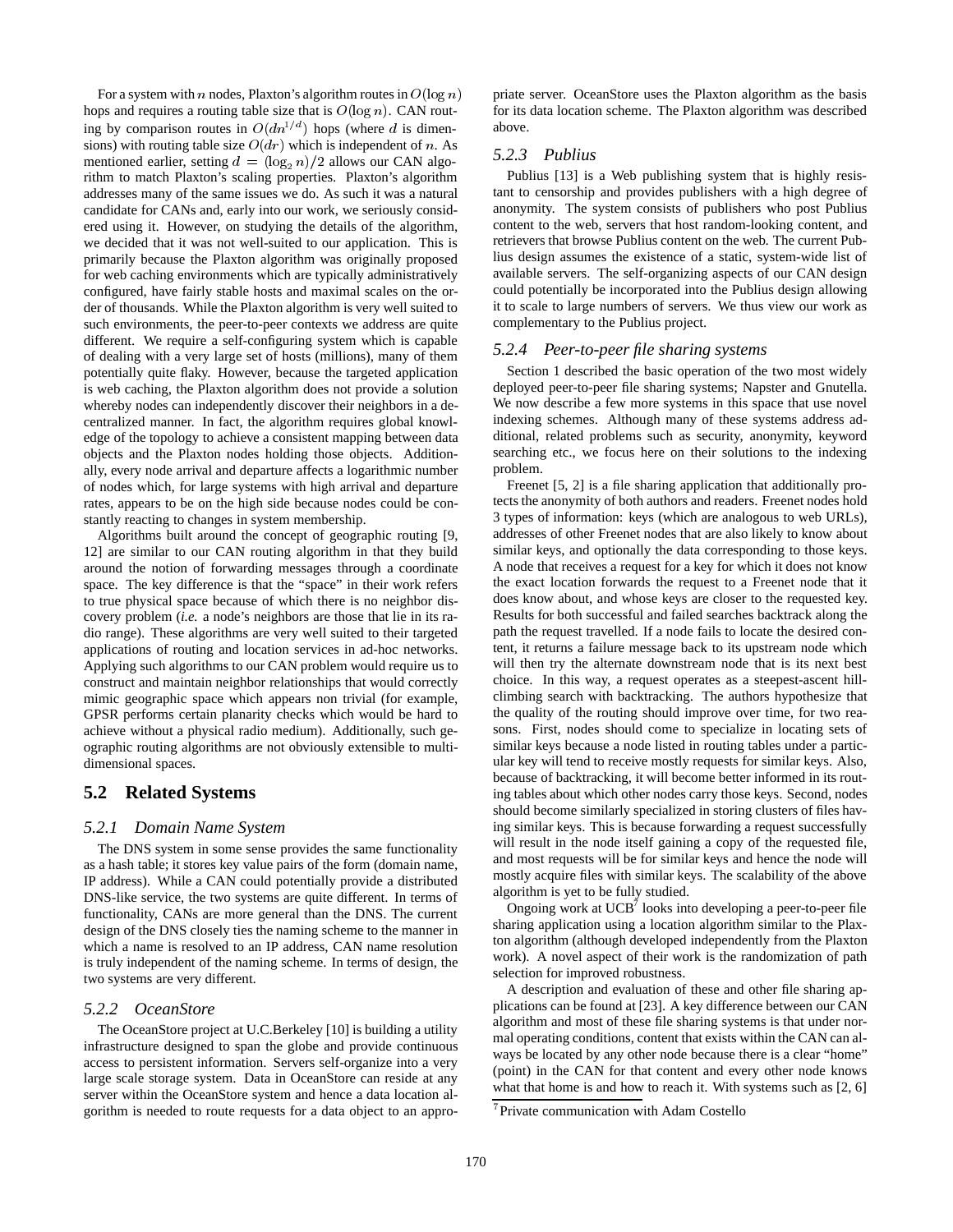For a system with $n$ nodes, Plaxton's algorithm routes in $O(\log n)$ hops and requires a routing table size that is $O(\log n)$. CAN routing by comparison routes in $O(dn^{1/d})$ hops (where $d$ is dimensions) with routing table size $O(dr)$ which is independent of $n$. As mentioned earlier, setting $d = (\log_2 n)/2$ allows our CAN algorithm to match Plaxton's scaling properties. Plaxton's algorithm addresses many of the same issues we do. As such it was a natural candidate for CANs and, early into our work, we seriously considered using it. However, on studying the details of the algorithm, we decided that it was not well-suited to our application. This is primarily because the Plaxton algorithm was originally proposed for web caching environments which are typically administratively configured, have fairly stable hosts and maximal scales on the order of thousands. While the Plaxton algorithm is very well suited to such environments, the peer-to-peer contexts we address are quite different. We require a self-configuring system which is capable of dealing with a very large set of hosts (millions), many of them potentially quite flaky. However, because the targeted application is web caching, the Plaxton algorithm does not provide a solution whereby nodes can independently discover their neighbors in a decentralized manner. In fact, the algorithm requires global knowledge of the topology to achieve a consistent mapping between data objects and the Plaxton nodes holding those objects. Additionally, every node arrival and departure affects a logarithmic number of nodes which, for large systems with high arrival and departure rates, appears to be on the high side because nodes could be constantly reacting to changes in system membership.

Algorithms built around the concept of geographic routing [9, 12] are similar to our CAN routing algorithm in that they build around the notion of forwarding messages through a coordinate space. The key difference is that the "space" in their work refers to true physical space because of which there is no neighbor discovery problem (*i.e.* a node's neighbors are those that lie in its radio range). These algorithms are very well suited to their targeted applications of routing and location services in ad-hoc networks. Applying such algorithms to our CAN problem would require us to construct and maintain neighbor relationships that would correctly mimic geographic space which appears non trivial (for example, GPSR performs certain planarity checks which would be hard to achieve without a physical radio medium). Additionally, such geographic routing algorithms are not obviously extensible to multi-dimensional spaces.

## 5.2 Related Systems

### 5.2.1 *Domain Name System*

The DNS system in some sense provides the same functionality as a hash table; it stores key value pairs of the form (domain name, IP address). While a CAN could potentially provide a distributed DNS-like service, the two systems are quite different. In terms of functionality, CANs are more general than the DNS. The current design of the DNS closely ties the naming scheme to the manner in which a name is resolved to an IP address, CAN name resolution is truly independent of the naming scheme. In terms of design, the two systems are very different.

### 5.2.2 *OceanStore*

The OceanStore project at U.C.Berkeley [10] is building a utility infrastructure designed to span the globe and provide continuous access to persistent information. Servers self-organize into a very large scale storage system. Data in OceanStore can reside at any server within the OceanStore system and hence a data location algorithm is needed to route requests for a data object to an appropriate server. OceanStore uses the Plaxton algorithm as the basis for its data location scheme. The Plaxton algorithm was described above.

### 5.2.3 *Publius*

Publius [13] is a Web publishing system that is highly resistant to censorship and provides publishers with a high degree of anonymity. The system consists of publishers who post Publius content to the web, servers that host random-looking content, and retrievers that browse Publius content on the web. The current Publius design assumes the existence of a static, system-wide list of available servers. The self-organizing aspects of our CAN design could potentially be incorporated into the Publius design allowing it to scale to large numbers of servers. We thus view our work as complementary to the Publius project.

### 5.2.4 *Peer-to-peer file sharing systems*

Section 1 described the basic operation of the two most widely deployed peer-to-peer file sharing systems; Napster and Gnutella. We now describe a few more systems in this space that use novel indexing schemes. Although many of these systems address additional, related problems such as security, anonymity, keyword searching etc., we focus here on their solutions to the indexing problem.

Freenet [5, 2] is a file sharing application that additionally protects the anonymity of both authors and readers. Freenet nodes hold 3 types of information: keys (which are analogous to web URLs), addresses of other Freenet nodes that are also likely to know about similar keys, and optionally the data corresponding to those keys. A node that receives a request for a key for which it does not know the exact location forwards the request to a Freenet node that it does know about, and whose keys are closer to the requested key. Results for both successful and failed searches backtrack along the path the request travelled. If a node fails to locate the desired content, it returns a failure message back to its upstream node which will then try the alternate downstream node that is its next best choice. In this way, a request operates as a steepest-ascent hill-climbing search with backtracking. The authors hypothesize that the quality of the routing should improve over time, for two reasons. First, nodes should come to specialize in locating sets of similar keys because a node listed in routing tables under a particular key will tend to receive mostly requests for similar keys. Also, because of backtracking, it will become better informed in its routing tables about which other nodes carry those keys. Second, nodes should become similarly specialized in storing clusters of files having similar keys. This is because forwarding a request successfully will result in the node itself gaining a copy of the requested file, and most requests will be for similar keys and hence the node will mostly acquire files with similar keys. The scalability of the above algorithm is yet to be fully studied.

Ongoing work at UCB[7] looks into developing a peer-to-peer file sharing application using a location algorithm similar to the Plaxton algorithm (although developed independently from the Plaxton work). A novel aspect of their work is the randomization of path selection for improved robustness.

A description and evaluation of these and other file sharing applications can be found at [23]. A key difference between our CAN algorithm and most of these file sharing systems is that under normal operating conditions, content that exists within the CAN can always be located by any other node because there is a clear "home" (point) in the CAN for that content and every other node knows what that home is and how to reach it. With systems such as [2, 6]

[7] Private communication with Adam Costello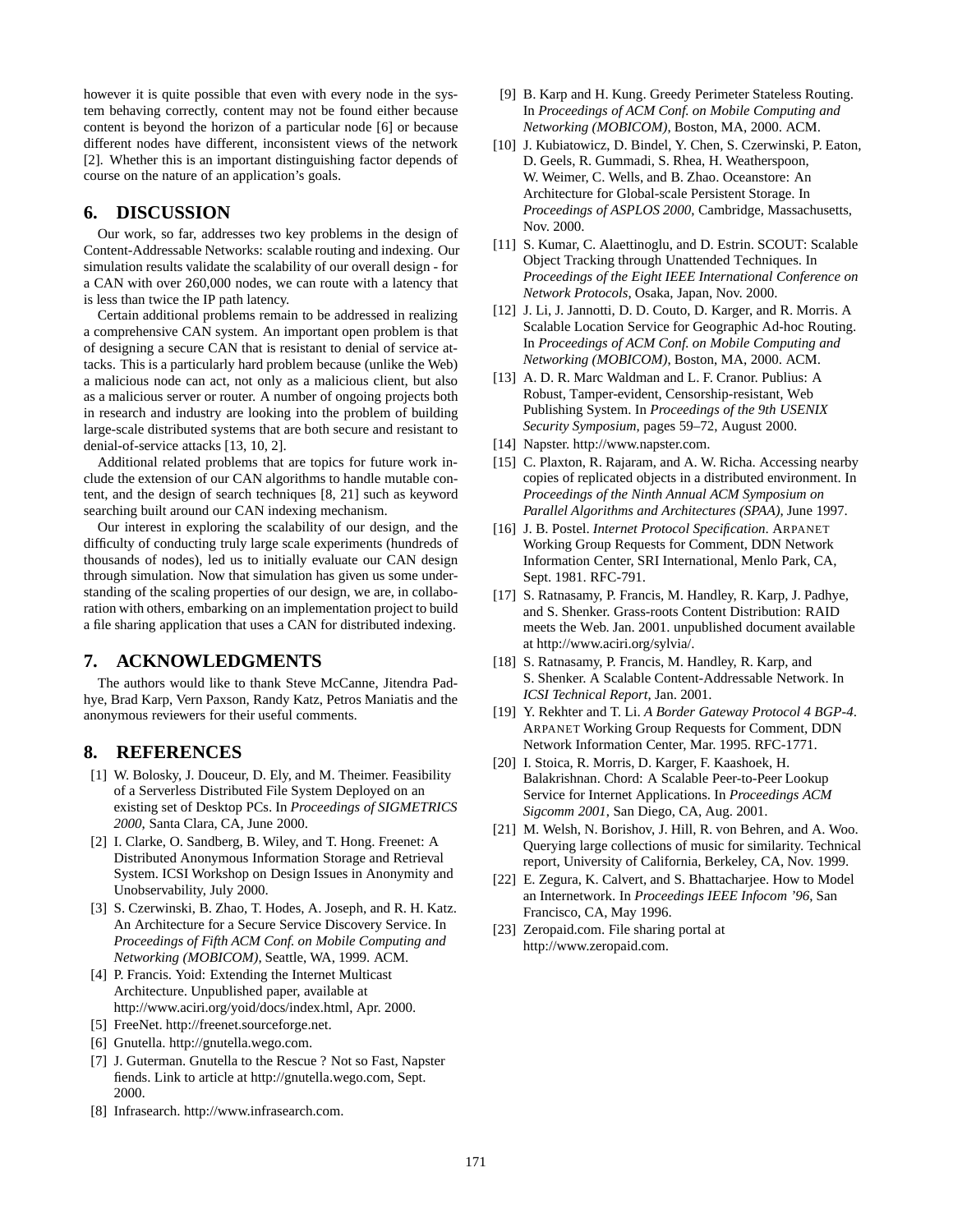however it is quite possible that even with every node in the system behaving correctly, content may not be found either because content is beyond the horizon of a particular node [6] or because different nodes have different, inconsistent views of the network [2]. Whether this is an important distinguishing factor depends of course on the nature of an application's goals.

## 6. DISCUSSION

Our work, so far, addresses two key problems in the design of Content-Addressable Networks: scalable routing and indexing. Our simulation results validate the scalability of our overall design - for a CAN with over 260,000 nodes, we can route with a latency that is less than twice the IP path latency.

Certain additional problems remain to be addressed in realizing a comprehensive CAN system. An important open problem is that of designing a secure CAN that is resistant to denial of service attacks. This is a particularly hard problem because (unlike the Web) a malicious node can act, not only as a malicious client, but also as a malicious server or router. A number of ongoing projects both in research and industry are looking into the problem of building large-scale distributed systems that are both secure and resistant to denial-of-service attacks [13, 10, 2].

Additional related problems that are topics for future work include the extension of our CAN algorithms to handle mutable content, and the design of search techniques [8, 21] such as keyword searching built around our CAN indexing mechanism.

Our interest in exploring the scalability of our design, and the difficulty of conducting truly large scale experiments (hundreds of thousands of nodes), led us to initially evaluate our CAN design through simulation. Now that simulation has given us some understanding of the scaling properties of our design, we are, in collaboration with others, embarking on an implementation project to build a file sharing application that uses a CAN for distributed indexing.

## 7. ACKNOWLEDGMENTS

The authors would like to thank Steve McCanne, Jitendra Padhye, Brad Karp, Vern Paxson, Randy Katz, Petros Maniatis and the anonymous reviewers for their useful comments.

## 8. REFERENCES

[1] W. Bolosky, J. Douceur, D. Ely, and M. Theimer. Feasibility of a Serverless Distributed File System Deployed on an existing set of Desktop PCs. In *Proceedings of SIGMETRICS 2000*, Santa Clara, CA, June 2000.

[2] I. Clarke, O. Sandberg, B. Wiley, and T. Hong. Freenet: A Distributed Anonymous Information Storage and Retrieval System. ICSI Workshop on Design Issues in Anonymity and Unobservability, July 2000.

[3] S. Czerwinski, B. Zhao, T. Hodes, A. Joseph, and R. H. Katz. An Architecture for a Secure Service Discovery Service. In *Proceedings of Fifth ACM Conf. on Mobile Computing and Networking (MOBICOM)*, Seattle, WA, 1999. ACM.

[4] P. Francis. Yoid: Extending the Internet Multicast Architecture. Unpublished paper, available at http://www.aciri.org/yoid/docs/index.html, Apr. 2000.

[5] FreeNet. http://freenet.sourceforge.net.

[6] Gnutella. http://gnutella.wego.com.

[7] J. Guterman. Gnutella to the Rescue ? Not so Fast, Napster fiends. Link to article at http://gnutella.wego.com, Sept. 2000.

[8] Infrasearch. http://www.infrasearch.com.

[9] B. Karp and H. Kung. Greedy Perimeter Stateless Routing. In *Proceedings of ACM Conf. on Mobile Computing and Networking (MOBICOM)*, Boston, MA, 2000. ACM.

[10] J. Kubiatowicz, D. Bindel, Y. Chen, S. Czerwinski, P. Eaton, D. Geels, R. Gummadi, S. Rhea, H. Weatherspoon, W. Weimer, C. Wells, and B. Zhao. Oceanstore: An Architecture for Global-scale Persistent Storage. In *Proceedings of ASPLOS 2000*, Cambridge, Massachusetts, Nov. 2000.

[11] S. Kumar, C. Alaettinoglu, and D. Estrin. SCOUT: Scalable Object Tracking through Unattended Techniques. In *Proceedings of the Eight IEEE International Conference on Network Protocols*, Osaka, Japan, Nov. 2000.

[12] J. Li, J. Jannotti, D. D. Couto, D. Karger, and R. Morris. A Scalable Location Service for Geographic Ad-hoc Routing. In *Proceedings of ACM Conf. on Mobile Computing and Networking (MOBICOM)*, Boston, MA, 2000. ACM.

[13] A. D. R. Marc Waldman and L. F. Cranor. Publius: A Robust, Tamper-evident, Censorship-resistant, Web Publishing System. In *Proceedings of the 9th USENIX Security Symposium*, pages 59–72, August 2000.

[14] Napster. http://www.napster.com.

[15] C. Plaxton, R. Rajaram, and A. W. Richa. Accessing nearby copies of replicated objects in a distributed environment. In *Proceedings of the Ninth Annual ACM Symposium on Parallel Algorithms and Architectures (SPAA)*, June 1997.

[16] J. B. Postel. *Internet Protocol Specification*. ARPANET Working Group Requests for Comment, DDN Network Information Center, SRI International, Menlo Park, CA, Sept. 1981. RFC-791.

[17] S. Ratnasamy, P. Francis, M. Handley, R. Karp, J. Padhye, and S. Shenker. Grass-roots Content Distribution: RAID meets the Web. Jan. 2001. unpublished document available at http://www.aciri.org/sylvia/.

[18] S. Ratnasamy, P. Francis, M. Handley, R. Karp, and S. Shenker. A Scalable Content-Addressable Network. In *ICSI Technical Report*, Jan. 2001.

[19] Y. Rekhter and T. Li. *A Border Gateway Protocol 4 BGP-4*. ARPANET Working Group Requests for Comment, DDN Network Information Center, Mar. 1995. RFC-1771.

[20] I. Stoica, R. Morris, D. Karger, F. Kaashoek, H. Balakrishnan. Chord: A Scalable Peer-to-Peer Lookup Service for Internet Applications. In *Proceedings ACM Sigcomm 2001*, San Diego, CA, Aug. 2001.

[21] M. Welsh, N. Borishov, J. Hill, R. von Behren, and A. Woo. Querying large collections of music for similarity. Technical report, University of California, Berkeley, CA, Nov. 1999.

[22] E. Zegura, K. Calvert, and S. Bhattacharjee. How to Model an Internetwork. In *Proceedings IEEE Infocom '96*, San Francisco, CA, May 1996.

[23] Zeropaid.com. File sharing portal at http://www.zeropaid.com.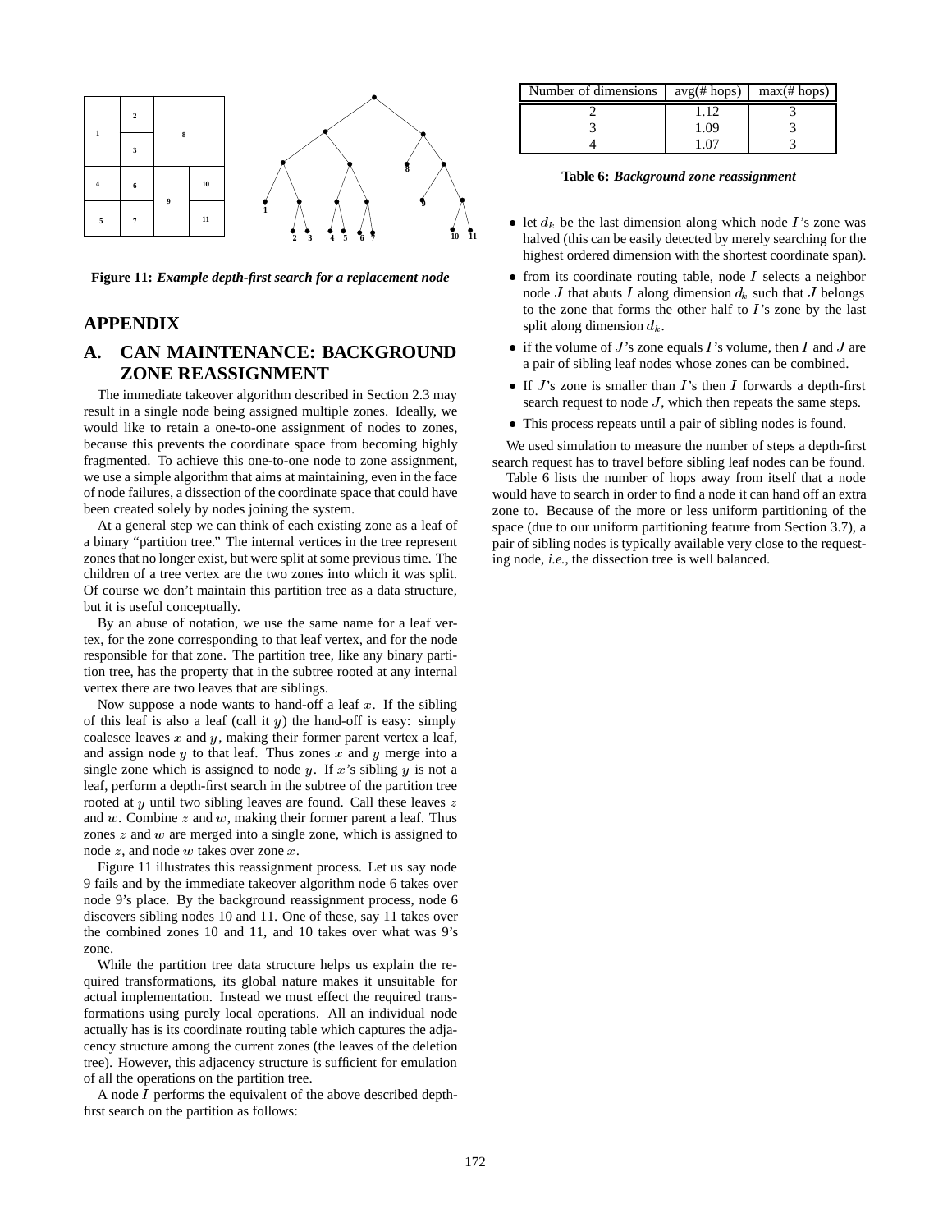1
2
3
8
4
6
9
10
5
7
11

1
2 3
4 5
6 7
8
9
10 11

**Figure 11:** ***Example depth-first search for a replacement node***

# APPENDIX

## A. CAN MAINTENANCE: BACKGROUND ZONE REASSIGNMENT

The immediate takeover algorithm described in Section 2.3 may result in a single node being assigned multiple zones. Ideally, we would like to retain a one-to-one assignment of nodes to zones, because this prevents the coordinate space from becoming highly fragmented. To achieve this one-to-one node to zone assignment, we use a simple algorithm that aims at maintaining, even in the face of node failures, a dissection of the coordinate space that could have been created solely by nodes joining the system.

At a general step we can think of each existing zone as a leaf of a binary "partition tree." The internal vertices in the tree represent zones that no longer exist, but were split at some previous time. The children of a tree vertex are the two zones into which it was split. Of course we don't maintain this partition tree as a data structure, but it is useful conceptually.

By an abuse of notation, we use the same name for a leaf vertex, for the zone corresponding to that leaf vertex, and for the node responsible for that zone. The partition tree, like any binary partition tree, has the property that in the subtree rooted at any internal vertex there are two leaves that are siblings.

Now suppose a node wants to hand-off a leaf $x$. If the sibling of this leaf is also a leaf (call it $y$) the hand-off is easy: simply coalesce leaves $x$ and $y$, making their former parent vertex a leaf, and assign node $y$ to that leaf. Thus zones $x$ and $y$ merge into a single zone which is assigned to node $y$. If $x$'s sibling $y$ is not a leaf, perform a depth-first search in the subtree of the partition tree rooted at $y$ until two sibling leaves are found. Call these leaves $z$ and $w$. Combine $z$ and $w$, making their former parent a leaf. Thus zones $z$ and $w$ are merged into a single zone, which is assigned to node $z$, and node $w$ takes over zone $x$.

Figure 11 illustrates this reassignment process. Let us say node 9 fails and by the immediate takeover algorithm node 6 takes over node 9's place. By the background reassignment process, node 6 discovers sibling nodes 10 and 11. One of these, say 11 takes over the combined zones 10 and 11, and 10 takes over what was 9's zone.

While the partition tree data structure helps us explain the required transformations, its global nature makes it unsuitable for actual implementation. Instead we must effect the required transformations using purely local operations. All an individual node actually has is its coordinate routing table which captures the adjacency structure among the current zones (the leaves of the deletion tree). However, this adjacency structure is sufficient for emulation of all the operations on the partition tree.

A node $I$ performs the equivalent of the above described depth-first search on the partition as follows:

| Number of dimensions | avg(# hops) | max(# hops) |
| --- | --- | --- |
| 2 | 1.12 | 3 |
| 3 | 1.09 | 3 |
| 4 | 1.07 | 3 |

**Table 6:** ***Background zone reassignment***

- let $d_k$ be the last dimension along which node $I$'s zone was halved (this can be easily detected by merely searching for the highest ordered dimension with the shortest coordinate span).
- from its coordinate routing table, node $I$ selects a neighbor node $J$ that abuts $I$ along dimension $d_k$ such that $J$ belongs to the zone that forms the other half to $I$'s zone by the last split along dimension $d_k$.
- if the volume of $J$'s zone equals $I$'s volume, then $I$ and $J$ are a pair of sibling leaf nodes whose zones can be combined.
- If $J$'s zone is smaller than $I$'s then $I$ forwards a depth-first search request to node $J$, which then repeats the same steps.
- This process repeats until a pair of sibling nodes is found.

We used simulation to measure the number of steps a depth-first search request has to travel before sibling leaf nodes can be found.

Table 6 lists the number of hops away from itself that a node would have to search in order to find a node it can hand off an extra zone to. Because of the more or less uniform partitioning of the space (due to our uniform partitioning feature from Section 3.7), a pair of sibling nodes is typically available very close to the requesting node, *i.e.*, the dissection tree is well balanced.